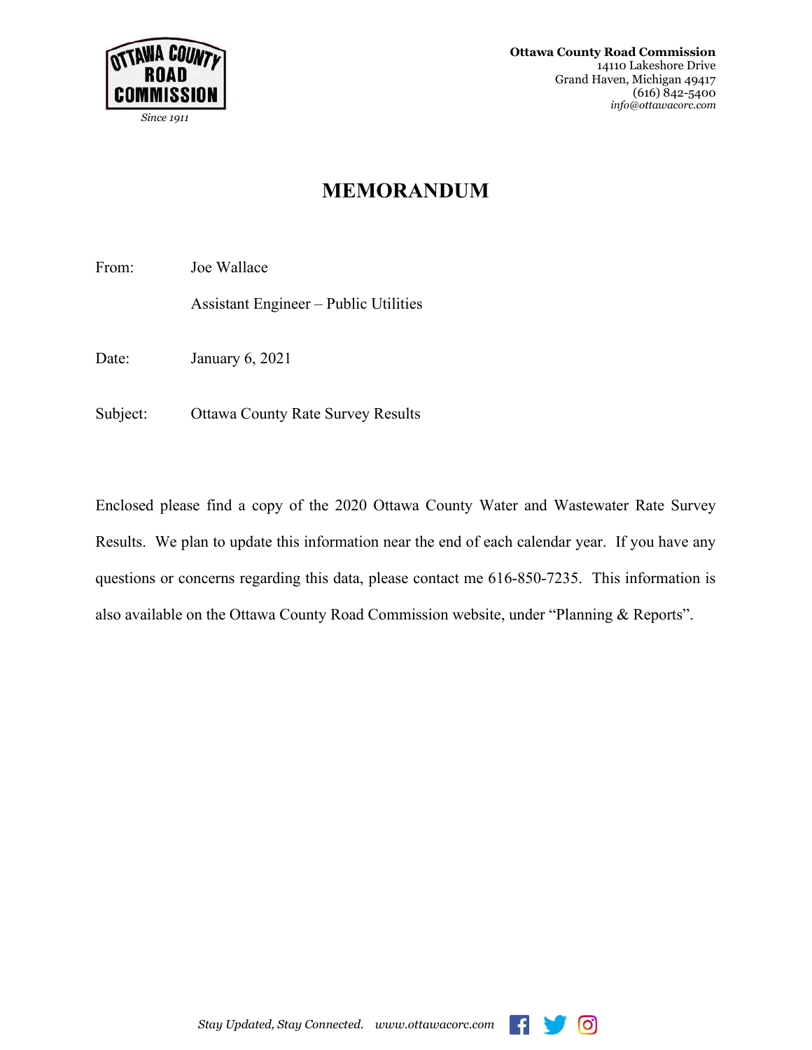**Ottawa County Road Commission**
14110 Lakeshore Drive
Grand Haven, Michigan 49417
(616) 842-5400
*info@ottawacorc.com*

OTTAWA COUNTY ROAD COMMISSION
*Since 1911*

# MEMORANDUM

From: Joe Wallace

Assistant Engineer – Public Utilities

Date: January 6, 2021

Subject: Ottawa County Rate Survey Results

Enclosed please find a copy of the 2020 Ottawa County Water and Wastewater Rate Survey Results. We plan to update this information near the end of each calendar year. If you have any questions or concerns regarding this data, please contact me 616-850-7235. This information is also available on the Ottawa County Road Commission website, under “Planning & Reports”.

*Stay Updated, Stay Connected.* *www.ottawacorc.com*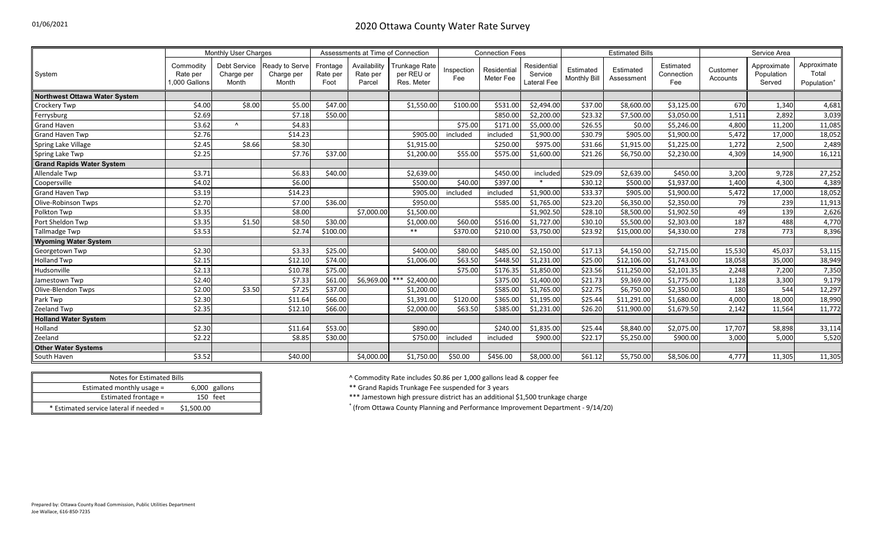01/06/2021

# 2020 Ottawa County Water Rate Survey

| | Monthly User Charges | | | Assessments at Time of Connection | | | Connection Fees | | | Estimated Bills | | | Service Area | | |
|---|---|---|---|---|---|---|---|---|---|---|---|---|---|---|---|
| System | Commodity Rate per 1,000 Gallons | Debt Service Charge per Month | Ready to Serve Charge per Month | Frontage Rate per Foot | Availability Rate per Parcel | Trunkage Rate per REU or Res. Meter | Inspection Fee | Residential Meter Fee | Residential Service Lateral Fee | Estimated Monthly Bill | Estimated Assessment | Estimated Connection Fee | Customer Accounts | Approximate Population Served | Approximate Total Population[+] |
| **Northwest Ottawa Water System** | | | | | | | | | | | | | | | |
| Crockery Twp | $4.00 | $8.00 | $5.00 | $47.00 | | $1,550.00 | $100.00 | $531.00 | $2,494.00 | $37.00 | $8,600.00 | $3,125.00 | 670 | 1,340 | 4,681 |
| Ferrysburg | $2.69 | | $7.18 | $50.00 | | | | $850.00 | $2,200.00 | $23.32 | $7,500.00 | $3,050.00 | 1,511 | 2,892 | 3,039 |
| Grand Haven | $3.62 | ^ | $4.83 | | | | $75.00 | $171.00 | $5,000.00 | $26.55 | $0.00 | $5,246.00 | 4,800 | 11,200 | 11,085 |
| Grand Haven Twp | $2.76 | | $14.23 | | | $905.00 | included | included | $1,900.00 | $30.79 | $905.00 | $1,900.00 | 5,472 | 17,000 | 18,052 |
| Spring Lake Village | $2.45 | $8.66 | $8.30 | | | $1,915.00 | | $250.00 | $975.00 | $31.66 | $1,915.00 | $1,225.00 | 1,272 | 2,500 | 2,489 |
| Spring Lake Twp | $2.25 | | $7.76 | $37.00 | | $1,200.00 | $55.00 | $575.00 | $1,600.00 | $21.26 | $6,750.00 | $2,230.00 | 4,309 | 14,900 | 16,121 |
| **Grand Rapids Water System** | | | | | | | | | | | | | | | |
| Allendale Twp | $3.71 | | $6.83 | $40.00 | | $2,639.00 | | $450.00 | included | $29.09 | $2,639.00 | $450.00 | 3,200 | 9,728 | 27,252 |
| Coopersville | $4.02 | | $6.00 | | | $500.00 | $40.00 | $397.00 | * | $30.12 | $500.00 | $1,937.00 | 1,400 | 4,300 | 4,389 |
| Grand Haven Twp | $3.19 | | $14.23 | | | $905.00 | included | included | $1,900.00 | $33.37 | $905.00 | $1,900.00 | 5,472 | 17,000 | 18,052 |
| Olive-Robinson Twps | $2.70 | | $7.00 | $36.00 | | $950.00 | | $585.00 | $1,765.00 | $23.20 | $6,350.00 | $2,350.00 | 79 | 239 | 11,913 |
| Polkton Twp | $3.35 | | $8.00 | | $7,000.00 | $1,500.00 | | | $1,902.50 | $28.10 | $8,500.00 | $1,902.50 | 49 | 139 | 2,626 |
| Port Sheldon Twp | $3.35 | $1.50 | $8.50 | $30.00 | | $1,000.00 | $60.00 | $516.00 | $1,727.00 | $30.10 | $5,500.00 | $2,303.00 | 187 | 488 | 4,770 |
| Tallmadge Twp | $3.53 | | $2.74 | $100.00 | | ** | $370.00 | $210.00 | $3,750.00 | $23.92 | $15,000.00 | $4,330.00 | 278 | 773 | 8,396 |
| **Wyoming Water System** | | | | | | | | | | | | | | | |
| Georgetown Twp | $2.30 | | $3.33 | $25.00 | | $400.00 | $80.00 | $485.00 | $2,150.00 | $17.13 | $4,150.00 | $2,715.00 | 15,530 | 45,037 | 53,115 |
| Holland Twp | $2.15 | | $12.10 | $74.00 | | $1,006.00 | $63.50 | $448.50 | $1,231.00 | $25.00 | $12,106.00 | $1,743.00 | 18,058 | 35,000 | 38,949 |
| Hudsonville | $2.13 | | $10.78 | $75.00 | | | $75.00 | $176.35 | $1,850.00 | $23.56 | $11,250.00 | $2,101.35 | 2,248 | 7,200 | 7,350 |
| Jamestown Twp | $2.40 | | $7.33 | $61.00 | $6,969.00 | *** $2,400.00 | | $375.00 | $1,400.00 | $21.73 | $9,369.00 | $1,775.00 | 1,128 | 3,300 | 9,179 |
| Olive-Blendon Twps | $2.00 | $3.50 | $7.25 | $37.00 | | $1,200.00 | | $585.00 | $1,765.00 | $22.75 | $6,750.00 | $2,350.00 | 180 | 544 | 12,297 |
| Park Twp | $2.30 | | $11.64 | $66.00 | | $1,391.00 | $120.00 | $365.00 | $1,195.00 | $25.44 | $11,291.00 | $1,680.00 | 4,000 | 18,000 | 18,990 |
| Zeeland Twp | $2.35 | | $12.10 | $66.00 | | $2,000.00 | $63.50 | $385.00 | $1,231.00 | $26.20 | $11,900.00 | $1,679.50 | 2,142 | 11,564 | 11,772 |
| **Holland Water System** | | | | | | | | | | | | | | | |
| Holland | $2.30 | | $11.64 | $53.00 | | $890.00 | | $240.00 | $1,835.00 | $25.44 | $8,840.00 | $2,075.00 | 17,707 | 58,898 | 33,114 |
| Zeeland | $2.22 | | $8.85 | $30.00 | | $750.00 | included | included | $900.00 | $22.17 | $5,250.00 | $900.00 | 3,000 | 5,000 | 5,520 |
| **Other Water Systems** | | | | | | | | | | | | | | | |
| South Haven | $3.52 | | $40.00 | | $4,000.00 | $1,750.00 | $50.00 | $456.00 | $8,000.00 | $61.12 | $5,750.00 | $8,506.00 | 4,777 | 11,305 | 11,305 |

| Notes for Estimated Bills | |
|---|---|
| Estimated monthly usage = | 6,000 gallons |
| Estimated frontage = | 150 feet |
| * Estimated service lateral if needed = | $1,500.00 |

^ Commodity Rate includes $0.86 per 1,000 gallons lead & copper fee

** Grand Rapids Trunkage Fee suspended for 3 years

*** Jamestown high pressure district has an additional $1,500 trunkage charge

[+] (from Ottawa County Planning and Performance Improvement Department - 9/14/20)

Prepared by: Ottawa County Road Commission, Public Utilities Department
Joe Wallace, 616-850-7235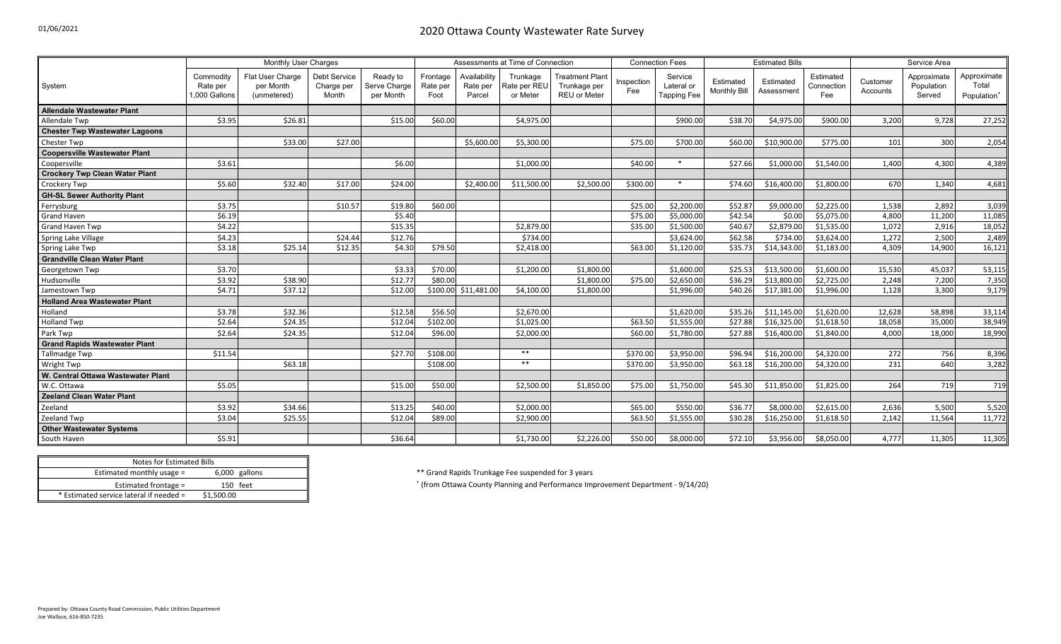# 2020 Ottawa County Wastewater Rate Survey

| System | Monthly User Charges | | | | Assessments at Time of Connection | | | | Connection Fees | | Estimated Bills | | | Service Area | | |
|---|---|---|---|---|---|---|---|---|---|---|---|---|---|---|---|---|
| | Commodity Rate per 1,000 Gallons | Flat User Charge per Month (unmetered) | Debt Service Charge per Month | Ready to Serve Charge per Month | Frontage Rate per Foot | Availability Rate per Parcel | Trunkage Rate per REU or Meter | Treatment Plant Trunkage per REU or Meter | Inspection Fee | Service Lateral or Tapping Fee | Estimated Monthly Bill | Estimated Assessment | Estimated Connection Fee | Customer Accounts | Approximate Population Served | Approximate Total Population† |
| **Allendale Wastewater Plant** | | | | | | | | | | | | | | | | |
| Allendale Twp | $3.95 | $26.81 | | $15.00 | $60.00 | | $4,975.00 | | | $900.00 | $38.70 | $4,975.00 | $900.00 | 3,200 | 9,728 | 27,252 |
| **Chester Twp Wastewater Lagoons** | | | | | | | | | | | | | | | | |
| Chester Twp | | $33.00 | $27.00 | | | $5,600.00 | $5,300.00 | | $75.00 | $700.00 | $60.00 | $10,900.00 | $775.00 | 101 | 300 | 2,054 |
| **Coopersville Wastewater Plant** | | | | | | | | | | | | | | | | |
| Coopersville | $3.61 | | | $6.00 | | | $1,000.00 | | $40.00 | * | $27.66 | $1,000.00 | $1,540.00 | 1,400 | 4,300 | 4,389 |
| **Crockery Twp Clean Water Plant** | | | | | | | | | | | | | | | | |
| Crockery Twp | $5.60 | $32.40 | $17.00 | $24.00 | | $2,400.00 | $11,500.00 | $2,500.00 | $300.00 | * | $74.60 | $16,400.00 | $1,800.00 | 670 | 1,340 | 4,681 |
| **GH-SL Sewer Authority Plant** | | | | | | | | | | | | | | | | |
| Ferrysburg | $3.75 | | $10.57 | $19.80 | $60.00 | | | | $25.00 | $2,200.00 | $52.87 | $9,000.00 | $2,225.00 | 1,538 | 2,892 | 3,039 |
| Grand Haven | $6.19 | | | $5.40 | | | | | $75.00 | $5,000.00 | $42.54 | $0.00 | $5,075.00 | 4,800 | 11,200 | 11,085 |
| Grand Haven Twp | $4.22 | | | $15.35 | | | $2,879.00 | | $35.00 | $1,500.00 | $40.67 | $2,879.00 | $1,535.00 | 1,072 | 2,916 | 18,052 |
| Spring Lake Village | $4.23 | | $24.44 | $12.76 | | | $734.00 | | | $3,624.00 | $62.58 | $734.00 | $3,624.00 | 1,272 | 2,500 | 2,489 |
| Spring Lake Twp | $3.18 | $25.14 | $12.35 | $4.30 | $79.50 | | $2,418.00 | | $63.00 | $1,120.00 | $35.73 | $14,343.00 | $1,183.00 | 4,309 | 14,900 | 16,121 |
| **Grandville Clean Water Plant** | | | | | | | | | | | | | | | | |
| Georgetown Twp | $3.70 | | | $3.33 | $70.00 | | $1,200.00 | $1,800.00 | | $1,600.00 | $25.53 | $13,500.00 | $1,600.00 | 15,530 | 45,037 | 53,115 |
| Hudsonville | $3.92 | $38.90 | | $12.77 | $80.00 | | | $1,800.00 | $75.00 | $2,650.00 | $36.29 | $13,800.00 | $2,725.00 | 2,248 | 7,200 | 7,350 |
| Jamestown Twp | $4.71 | $37.12 | | $12.00 | $100.00 | $11,481.00 | $4,100.00 | $1,800.00 | | $1,996.00 | $40.26 | $17,381.00 | $1,996.00 | 1,128 | 3,300 | 9,179 |
| **Holland Area Wastewater Plant** | | | | | | | | | | | | | | | | |
| Holland | $3.78 | $32.36 | | $12.58 | $56.50 | | $2,670.00 | | | $1,620.00 | $35.26 | $11,145.00 | $1,620.00 | 12,628 | 58,898 | 33,114 |
| Holland Twp | $2.64 | $24.35 | | $12.04 | $102.00 | | $1,025.00 | | $63.50 | $1,555.00 | $27.88 | $16,325.00 | $1,618.50 | 18,058 | 35,000 | 38,949 |
| Park Twp | $2.64 | $24.35 | | $12.04 | $96.00 | | $2,000.00 | | $60.00 | $1,780.00 | $27.88 | $16,400.00 | $1,840.00 | 4,000 | 18,000 | 18,990 |
| **Grand Rapids Wastewater Plant** | | | | | | | | | | | | | | | | |
| Tallmadge Twp | $11.54 | | | $27.70 | $108.00 | | ** | | $370.00 | $3,950.00 | $96.94 | $16,200.00 | $4,320.00 | 272 | 756 | 8,396 |
| Wright Twp | | $63.18 | | | $108.00 | | ** | | $370.00 | $3,950.00 | $63.18 | $16,200.00 | $4,320.00 | 231 | 640 | 3,282 |
| **W. Central Ottawa Wastewater Plant** | | | | | | | | | | | | | | | | |
| W.C. Ottawa | $5.05 | | | $15.00 | $50.00 | | $2,500.00 | $1,850.00 | $75.00 | $1,750.00 | $45.30 | $11,850.00 | $1,825.00 | 264 | 719 | 719 |
| **Zeeland Clean Water Plant** | | | | | | | | | | | | | | | | |
| Zeeland | $3.92 | $34.66 | | $13.25 | $40.00 | | $2,000.00 | | $65.00 | $550.00 | $36.77 | $8,000.00 | $2,615.00 | 2,636 | 5,500 | 5,520 |
| Zeeland Twp | $3.04 | $25.55 | | $12.04 | $89.00 | | $2,900.00 | | $63.50 | $1,555.00 | $30.28 | $16,250.00 | $1,618.50 | 2,142 | 11,564 | 11,772 |
| **Other Wastewater Systems** | | | | | | | | | | | | | | | | |
| South Haven | $5.91 | | | $36.64 | | | $1,730.00 | $2,226.00 | $50.00 | $8,000.00 | $72.10 | $3,956.00 | $8,050.00 | 4,777 | 11,305 | 11,305 |

| Notes for Estimated Bills | |
|---|---|
| Estimated monthly usage = | 6,000 gallons |
| Estimated frontage = | 150 feet |
| * Estimated service lateral if needed = | $1,500.00 |

** Grand Rapids Trunkage Fee suspended for 3 years

† (from Ottawa County Planning and Performance Improvement Department - 9/14/20)

Prepared by: Ottawa County Road Commission, Public Utilities Department
Joe Wallace, 616-850-7235